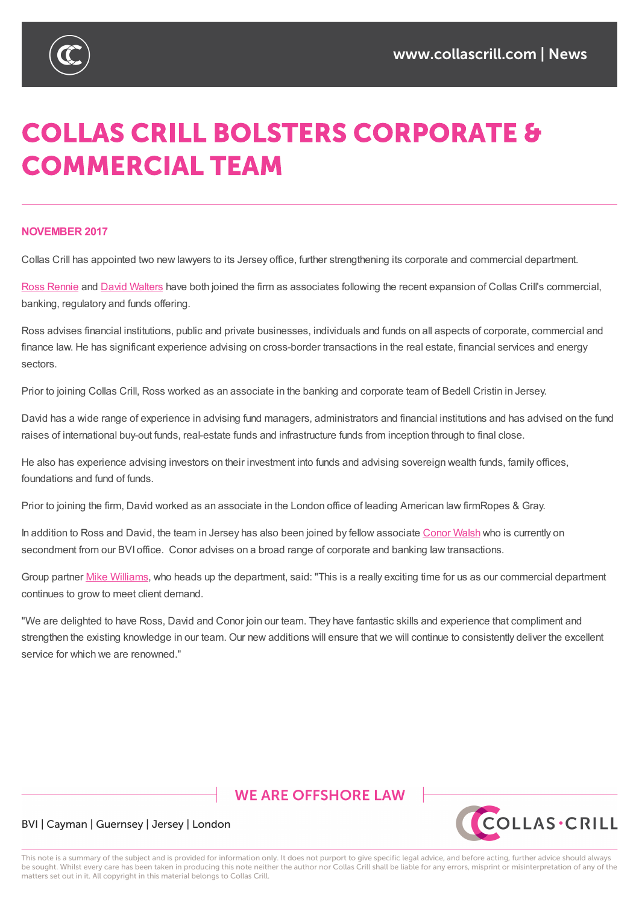# COLLAS CRILL BOLSTERS CORPORATE & COMMERCIAL TEAM

**NOVEMBER 2017**

Collas Crill has appointed two new lawyers to its Jersey office, further strengthening its corporate and commercial department.

Ross Rennie and David Walters have both joined the firm as associates following the recent expansion of Collas Crill's commercial, banking, regulatory and funds offering.

Ross advises financial institutions, public and private businesses, individuals and funds on all aspects of corporate, commercial and finance law. He has significant experience advising on cross-border transactions in the real estate, financial services and energy sectors.

Prior to joining Collas Crill, Ross worked as an associate in the banking and corporate team of Bedell Cristin in Jersey.

David has a wide range of experience in advising fund managers, administrators and financial institutions and has advised on the fund raises of international buy-out funds, real-estate funds and infrastructure funds from inception through to final close.

He also has experience advising investors on their investment into funds and advising sovereign wealth funds, family offices, foundations and fund of funds.

Prior to joining the firm, David worked as an associate in the London office of leading American law firmRopes & Gray.

In addition to Ross and David, the team in Jersey has also been joined by fellow associate Conor Walsh who is currently on secondment from our BVI office. Conor advises on a broad range of corporate and banking law transactions.

Group partner Mike Williams, who heads up the department, said: "This is a really exciting time for us as our commercial department continues to grow to meet client demand.

"We are delighted to have Ross, David and Conor join our team. They have fantastic skills and experience that compliment and strengthen the existing knowledge in our team. Our new additions will ensure that we will continue to consistently deliver the excellent service for which we are renowned."

WE ARE OFFSHORE LAW

BVI | Cayman | Guernsey | Jersey | London

This note is a summary of the subject and is provided for information only. It does not purport to give specific legal advice, and before acting, further advice should always be sought. Whilst every care has been taken in producing this note neither the author nor Collas Crill shall be liable for any errors, misprint or misinterpretation of any of the matters set out in it. All copyright in this material belongs to Collas Crill.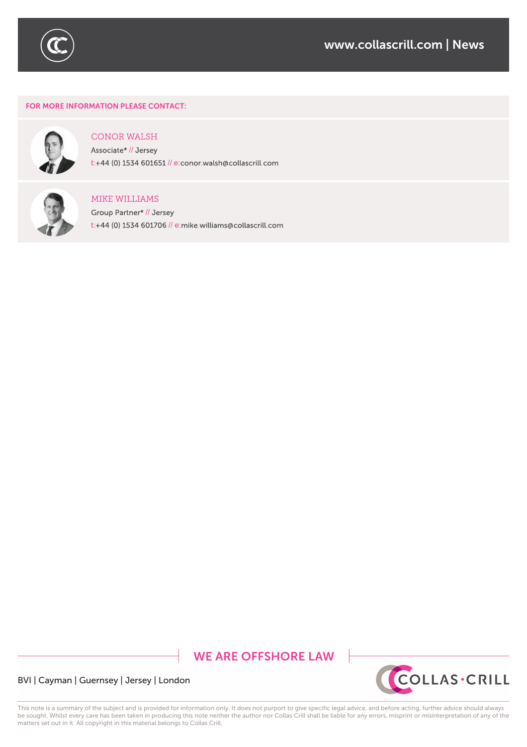FOR MORE INFORMATION PLEASE CONTACT:

CONOR WALSH
Associate* // Jersey
t:+44 (0) 1534 601651 // e:conor.walsh@collascrill.com

MIKE WILLIAMS
Group Partner* // Jersey
t:+44 (0) 1534 601706 // e:mike.williams@collascrill.com

WE ARE OFFSHORE LAW

BVI | Cayman | Guernsey | Jersey | London

This note is a summary of the subject and is provided for information only. It does not purport to give specific legal advice, and before acting, further advice should always be sought. Whilst every care has been taken in producing this note neither the author nor Collas Crill shall be liable for any errors, misprint or misinterpretation of any of the matters set out in it. All copyright in this material belongs to Collas Crill.